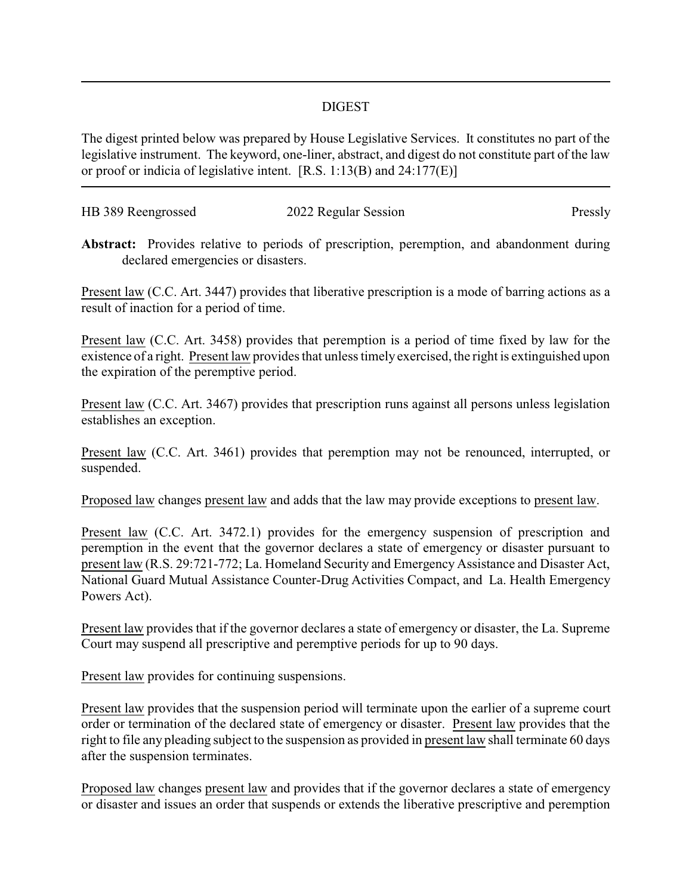# DIGEST

The digest printed below was prepared by House Legislative Services. It constitutes no part of the legislative instrument. The keyword, one-liner, abstract, and digest do not constitute part of the law or proof or indicia of legislative intent. [R.S. 1:13(B) and 24:177(E)]

---

HB 389 Reengrossed 2022 Regular Session Pressly

**Abstract:** Provides relative to periods of prescription, peremption, and abandonment during declared emergencies or disasters.

Present law (C.C. Art. 3447) provides that liberative prescription is a mode of barring actions as a result of inaction for a period of time.

Present law (C.C. Art. 3458) provides that peremption is a period of time fixed by law for the existence of a right. Present law provides that unless timely exercised, the right is extinguished upon the expiration of the peremptive period.

Present law (C.C. Art. 3467) provides that prescription runs against all persons unless legislation establishes an exception.

Present law (C.C. Art. 3461) provides that peremption may not be renounced, interrupted, or suspended.

Proposed law changes present law and adds that the law may provide exceptions to present law.

Present law (C.C. Art. 3472.1) provides for the emergency suspension of prescription and peremption in the event that the governor declares a state of emergency or disaster pursuant to present law (R.S. 29:721-772; La. Homeland Security and Emergency Assistance and Disaster Act, National Guard Mutual Assistance Counter-Drug Activities Compact, and La. Health Emergency Powers Act).

Present law provides that if the governor declares a state of emergency or disaster, the La. Supreme Court may suspend all prescriptive and peremptive periods for up to 90 days.

Present law provides for continuing suspensions.

Present law provides that the suspension period will terminate upon the earlier of a supreme court order or termination of the declared state of emergency or disaster. Present law provides that the right to file any pleading subject to the suspension as provided in present law shall terminate 60 days after the suspension terminates.

Proposed law changes present law and provides that if the governor declares a state of emergency or disaster and issues an order that suspends or extends the liberative prescriptive and peremption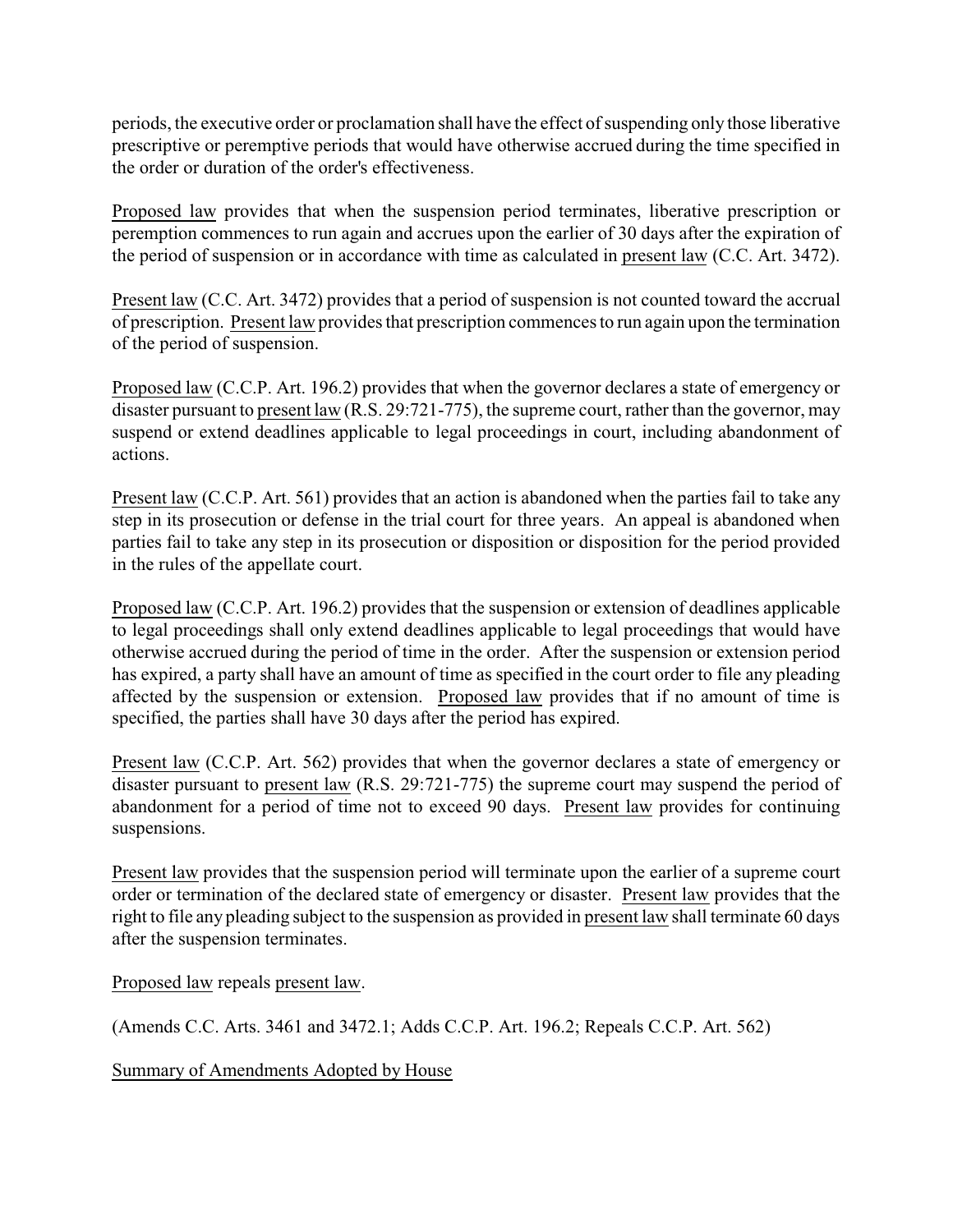periods, the executive order or proclamation shall have the effect of suspending only those liberative prescriptive or peremptive periods that would have otherwise accrued during the time specified in the order or duration of the order's effectiveness.

Proposed law provides that when the suspension period terminates, liberative prescription or peremption commences to run again and accrues upon the earlier of 30 days after the expiration of the period of suspension or in accordance with time as calculated in present law (C.C. Art. 3472).

Present law (C.C. Art. 3472) provides that a period of suspension is not counted toward the accrual of prescription. Present law provides that prescription commences to run again upon the termination of the period of suspension.

Proposed law (C.C.P. Art. 196.2) provides that when the governor declares a state of emergency or disaster pursuant to present law (R.S. 29:721-775), the supreme court, rather than the governor, may suspend or extend deadlines applicable to legal proceedings in court, including abandonment of actions.

Present law (C.C.P. Art. 561) provides that an action is abandoned when the parties fail to take any step in its prosecution or defense in the trial court for three years. An appeal is abandoned when parties fail to take any step in its prosecution or disposition or disposition for the period provided in the rules of the appellate court.

Proposed law (C.C.P. Art. 196.2) provides that the suspension or extension of deadlines applicable to legal proceedings shall only extend deadlines applicable to legal proceedings that would have otherwise accrued during the period of time in the order. After the suspension or extension period has expired, a party shall have an amount of time as specified in the court order to file any pleading affected by the suspension or extension. Proposed law provides that if no amount of time is specified, the parties shall have 30 days after the period has expired.

Present law (C.C.P. Art. 562) provides that when the governor declares a state of emergency or disaster pursuant to present law (R.S. 29:721-775) the supreme court may suspend the period of abandonment for a period of time not to exceed 90 days. Present law provides for continuing suspensions.

Present law provides that the suspension period will terminate upon the earlier of a supreme court order or termination of the declared state of emergency or disaster. Present law provides that the right to file any pleading subject to the suspension as provided in present law shall terminate 60 days after the suspension terminates.

Proposed law repeals present law.

(Amends C.C. Arts. 3461 and 3472.1; Adds C.C.P. Art. 196.2; Repeals C.C.P. Art. 562)

Summary of Amendments Adopted by House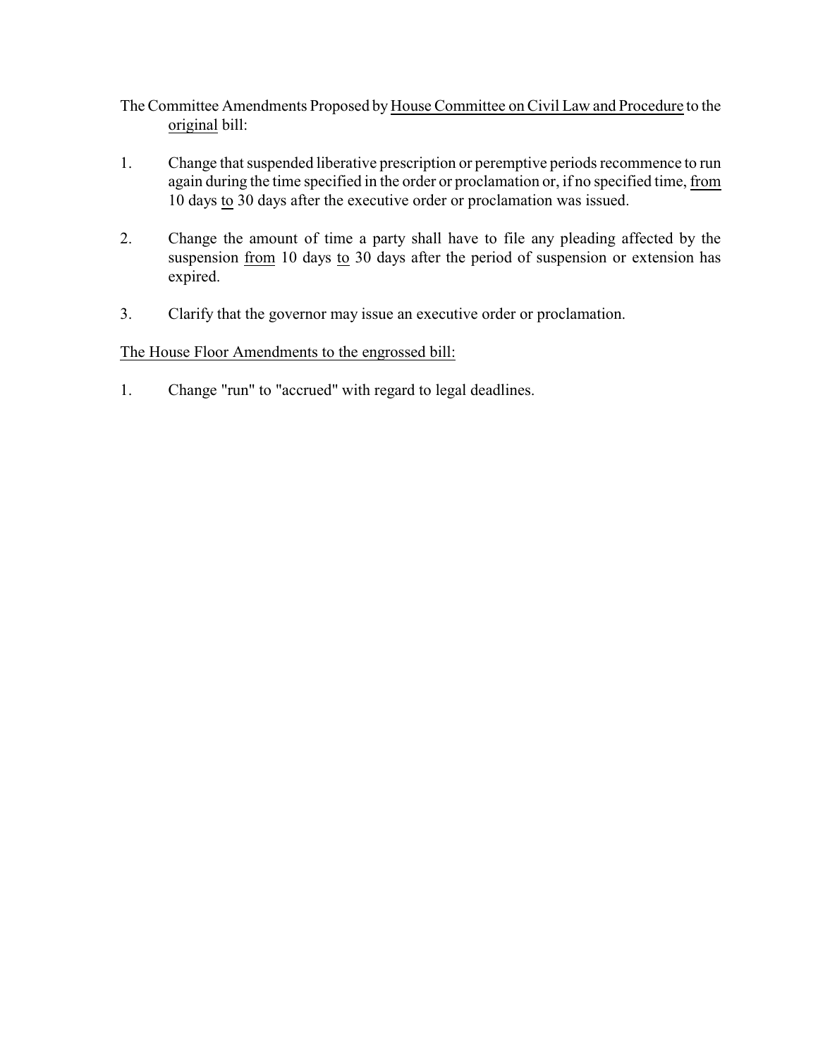The Committee Amendments Proposed by <u>House Committee on Civil Law and Procedure</u> to the <u>original</u> bill:

1. Change that suspended liberative prescription or peremptive periods recommence to run again during the time specified in the order or proclamation or, if no specified time, <u>from</u> 10 days <u>to</u> 30 days after the executive order or proclamation was issued.

2. Change the amount of time a party shall have to file any pleading affected by the suspension <u>from</u> 10 days <u>to</u> 30 days after the period of suspension or extension has expired.

3. Clarify that the governor may issue an executive order or proclamation.

<u>The House Floor Amendments to the engrossed bill:</u>

1. Change "run" to "accrued" with regard to legal deadlines.